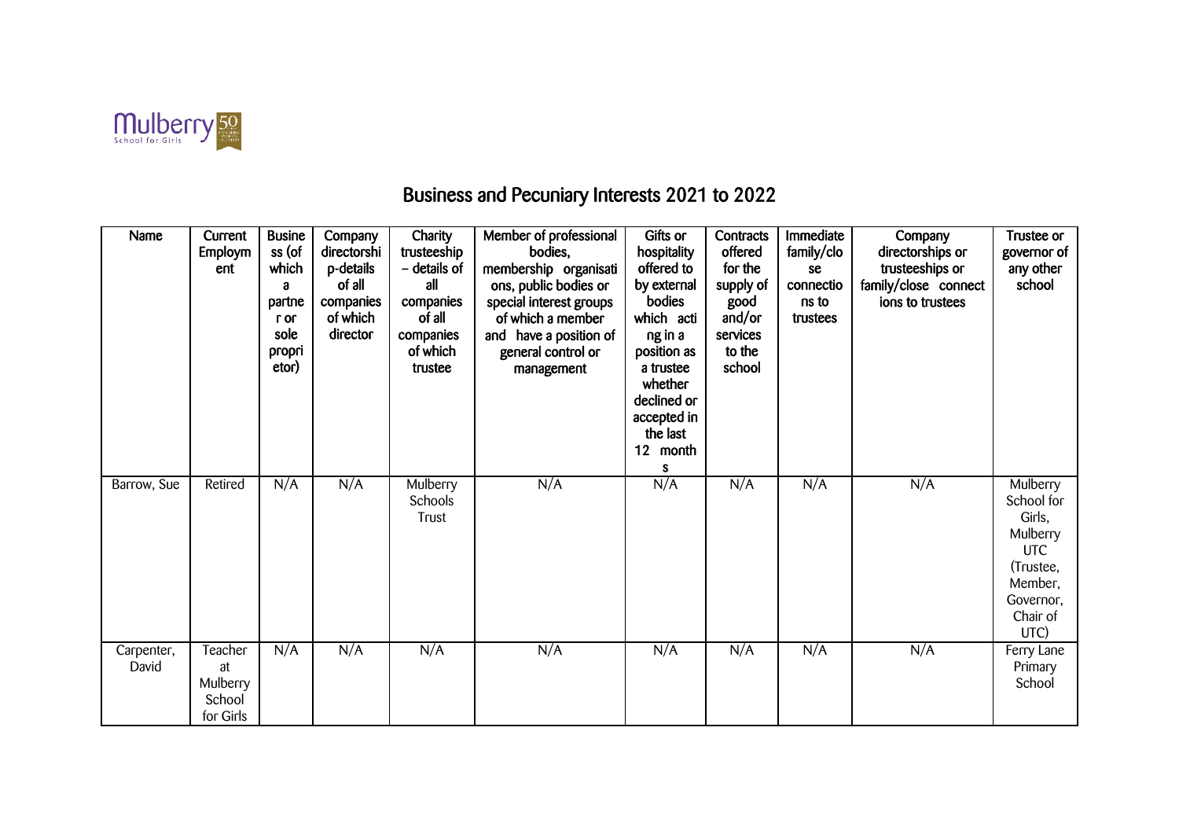Mulberry School for Girls

# Business and Pecuniary Interests 2021 to 2022

| Name | Current Employment | Business (of which a partner or sole proprietor) | Company directorship-details of all companies of which director | Charity trusteeship – details of all companies of which trustee | Member of professional bodies, membership organisations, public bodies or special interest groups of which a member and have a position of general control or management | Gifts or hospitality offered to by external bodies which acting in a position as a trustee whether declined or accepted in the last 12 months | Contracts offered for the supply of good and/or services to the school | Immediate family/close connections to trustees | Company directorships or trusteeships or family/close connections to trustees | Trustee or governor of any other school |
|---|---|---|---|---|---|---|---|---|---|---|
| Barrow, Sue | Retired | N/A | N/A | Mulberry Schools Trust | N/A | N/A | N/A | N/A | N/A | Mulberry School for Girls, Mulberry UTC (Trustee, Member, Governor, Chair of UTC) |
| Carpenter, David | Teacher at Mulberry School for Girls | N/A | N/A | N/A | N/A | N/A | N/A | N/A | N/A | Ferry Lane Primary School |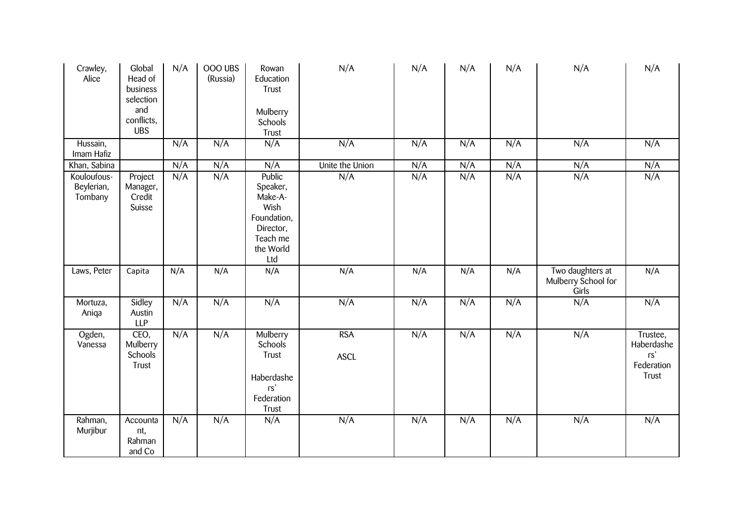| Crawley, Alice | Global Head of business selection and conflicts, UBS | N/A | OOO UBS (Russia) | Rowan Education Trust<br><br>Mulberry Schools Trust | N/A | N/A | N/A | N/A | N/A | N/A |
|---|---|---|---|---|---|---|---|---|---|---|
| Hussain, Imam Hafiz | | N/A | N/A | N/A | N/A | N/A | N/A | N/A | N/A | N/A |
| Khan, Sabina | | N/A | N/A | N/A | Unite the Union | N/A | N/A | N/A | N/A | N/A |
| Kouloufous-Beylerian, Tombany | Project Manager, Credit Suisse | N/A | N/A | Public Speaker, Make-A-Wish Foundation, Director, Teach me the World Ltd | N/A | N/A | N/A | N/A | N/A | N/A |
| Laws, Peter | Capita | N/A | N/A | N/A | N/A | N/A | N/A | N/A | Two daughters at Mulberry School for Girls | N/A |
| Mortuza, Aniqa | Sidley Austin LLP | N/A | N/A | N/A | N/A | N/A | N/A | N/A | N/A | N/A |
| Ogden, Vanessa | CEO, Mulberry Schools Trust | N/A | N/A | Mulberry Schools Trust<br><br>Haberdashers' Federation Trust | RSA<br><br>ASCL | N/A | N/A | N/A | N/A | Trustee, Haberdashers' Federation Trust |
| Rahman, Murjibur | Accountant, Rahman and Co | N/A | N/A | N/A | N/A | N/A | N/A | N/A | N/A | N/A |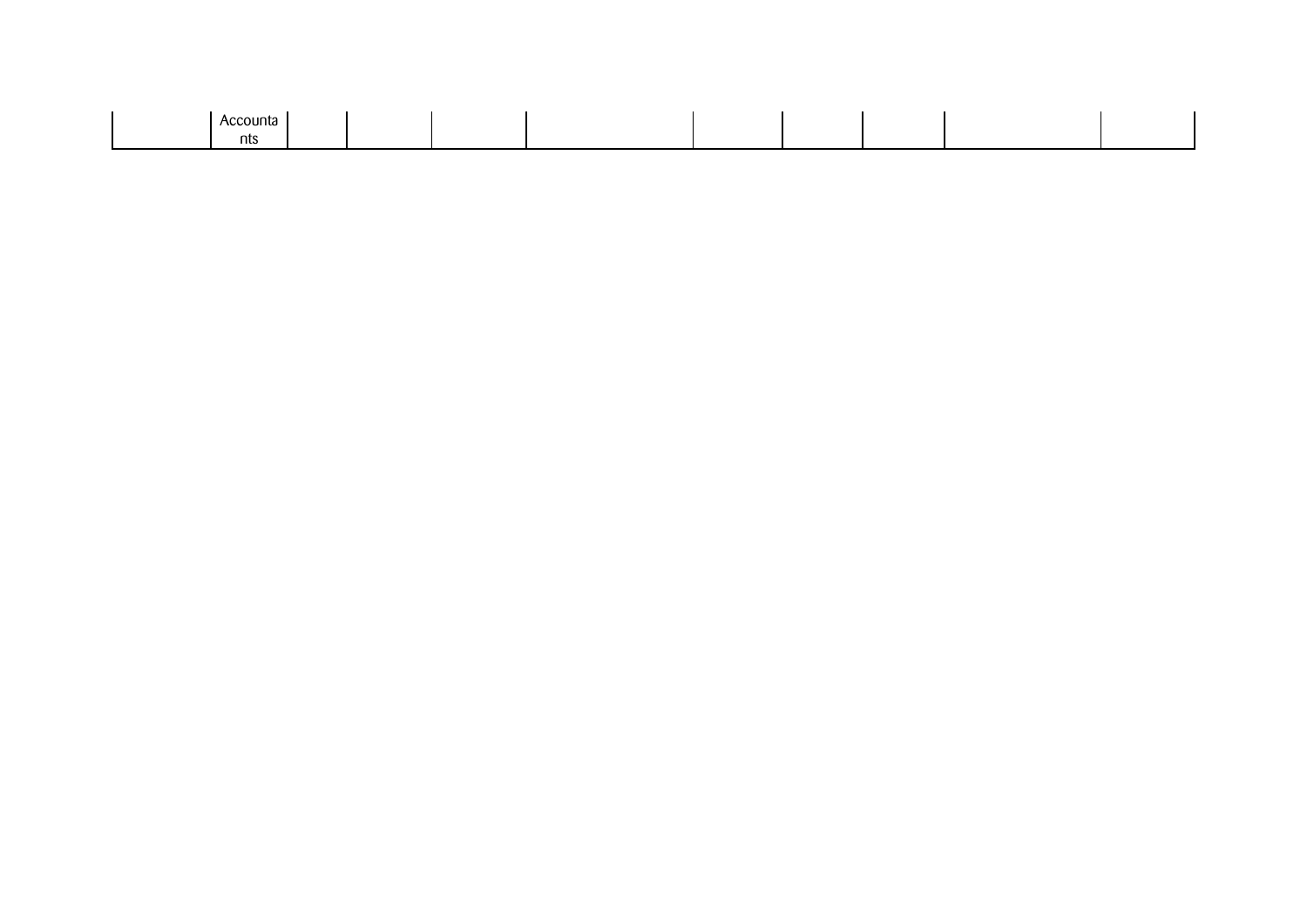| | | | | | | | | | | |
|---|---|---|---|---|---|---|---|---|---|---|
| | Accountants | | | | | | | | | |